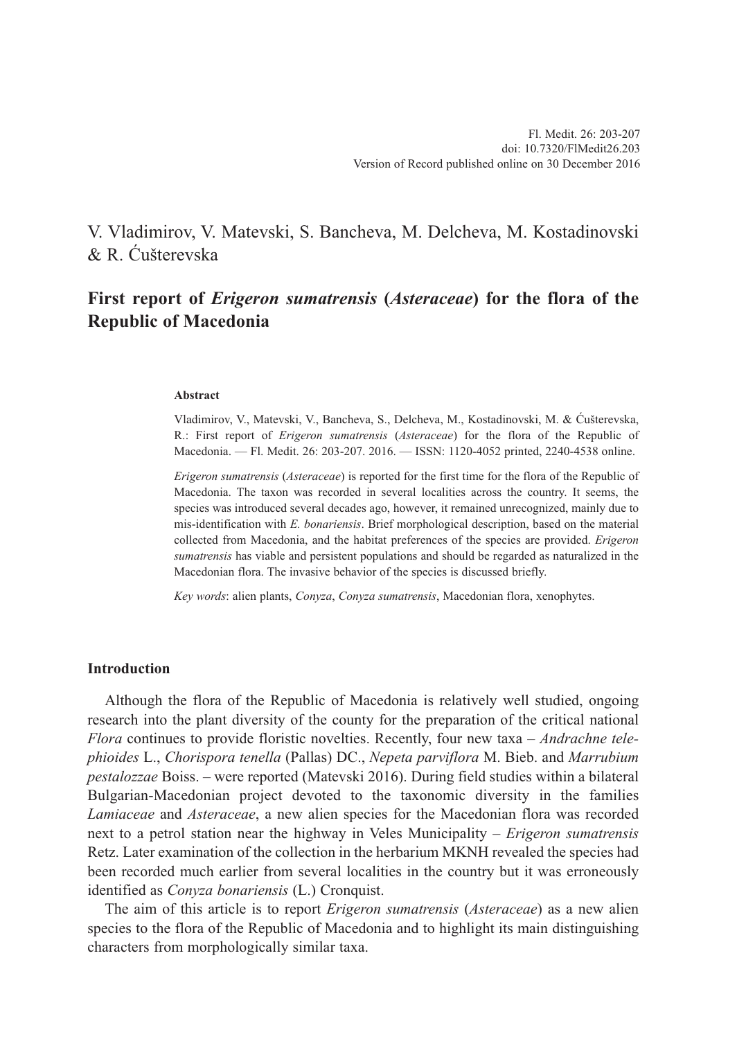V. Vladimirov, V. Matevski, S. Bancheva, M. Delcheva, M. Kostadinovski & R. Ćušterevska

# First report of *Erigeron sumatrensis* (*Asteraceae*) for the flora of the Republic of Macedonia

### Abstract

Vladimirov, V., Matevski, V., Bancheva, S., Delcheva, M., Kostadinovski, M. & Ćušterevska, R.: First report of *Erigeron sumatrensis* (*Asteraceae*) for the flora of the Republic of Macedonia. — Fl. Medit. 26: 203-207. 2016. — ISSN: 1120-4052 printed, 2240-4538 online.

*Erigeron sumatrensis* (*Asteraceae*) is reported for the first time for the flora of the Republic of Macedonia. The taxon was recorded in several localities across the country. It seems, the species was introduced several decades ago, however, it remained unrecognized, mainly due to mis-identification with *E. bonariensis*. Brief morphological description, based on the material collected from Macedonia, and the habitat preferences of the species are provided. *Erigeron sumatrensis* has viable and persistent populations and should be regarded as naturalized in the Macedonian flora. The invasive behavior of the species is discussed briefly.

*Key words*: alien plants, *Conyza*, *Conyza sumatrensis*, Macedonian flora, xenophytes.

## Introduction

Although the flora of the Republic of Macedonia is relatively well studied, ongoing research into the plant diversity of the county for the preparation of the critical national *Flora* continues to provide floristic novelties. Recently, four new taxa – *Andrachne telephioides* L., *Chorispora tenella* (Pallas) DC., *Nepeta parviflora* M. Bieb. and *Marrubium pestalozzae* Boiss. – were reported (Matevski 2016). During field studies within a bilateral Bulgarian-Macedonian project devoted to the taxonomic diversity in the families *Lamiaceae* and *Asteraceae*, a new alien species for the Macedonian flora was recorded next to a petrol station near the highway in Veles Municipality – *Erigeron sumatrensis* Retz. Later examination of the collection in the herbarium MKNH revealed the species had been recorded much earlier from several localities in the country but it was erroneously identified as *Conyza bonariensis* (L.) Cronquist.

The aim of this article is to report *Erigeron sumatrensis* (*Asteraceae*) as a new alien species to the flora of the Republic of Macedonia and to highlight its main distinguishing characters from morphologically similar taxa.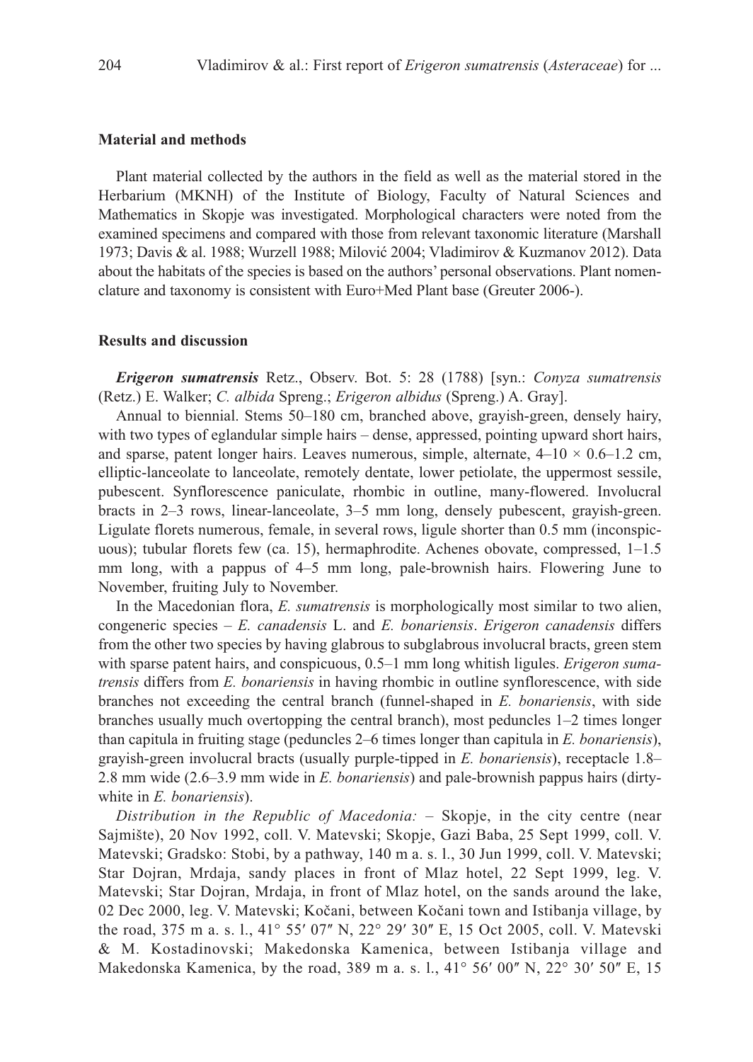## Material and methods

Plant material collected by the authors in the field as well as the material stored in the Herbarium (MKNH) of the Institute of Biology, Faculty of Natural Sciences and Mathematics in Skopje was investigated. Morphological characters were noted from the examined specimens and compared with those from relevant taxonomic literature (Marshall 1973; Davis & al. 1988; Wurzell 1988; Milović 2004; Vladimirov & Kuzmanov 2012). Data about the habitats of the species is based on the authors' personal observations. Plant nomenclature and taxonomy is consistent with Euro+Med Plant base (Greuter 2006-).

## Results and discussion

***Erigeron sumatrensis*** Retz., Observ. Bot. 5: 28 (1788) [syn.: *Conyza sumatrensis* (Retz.) E. Walker; *C. albida* Spreng.; *Erigeron albidus* (Spreng.) A. Gray].

Annual to biennial. Stems 50–180 cm, branched above, grayish-green, densely hairy, with two types of eglandular simple hairs – dense, appressed, pointing upward short hairs, and sparse, patent longer hairs. Leaves numerous, simple, alternate, $4–10 \times 0.6–1.2$ cm, elliptic-lanceolate to lanceolate, remotely dentate, lower petiolate, the uppermost sessile, pubescent. Synflorescence paniculate, rhombic in outline, many-flowered. Involucral bracts in 2–3 rows, linear-lanceolate, 3–5 mm long, densely pubescent, grayish-green. Ligulate florets numerous, female, in several rows, ligule shorter than 0.5 mm (inconspicuous); tubular florets few (ca. 15), hermaphrodite. Achenes obovate, compressed, 1–1.5 mm long, with a pappus of 4–5 mm long, pale-brownish hairs. Flowering June to November, fruiting July to November.

In the Macedonian flora, *E. sumatrensis* is morphologically most similar to two alien, congeneric species – *E. canadensis* L. and *E. bonariensis*. *Erigeron canadensis* differs from the other two species by having glabrous to subglabrous involucral bracts, green stem with sparse patent hairs, and conspicuous, 0.5–1 mm long whitish ligules. *Erigeron sumatrensis* differs from *E. bonariensis* in having rhombic in outline synflorescence, with side branches not exceeding the central branch (funnel-shaped in *E. bonariensis*, with side branches usually much overtopping the central branch), most peduncles 1–2 times longer than capitula in fruiting stage (peduncles 2–6 times longer than capitula in *E. bonariensis*), grayish-green involucral bracts (usually purple-tipped in *E. bonariensis*), receptacle 1.8–2.8 mm wide (2.6–3.9 mm wide in *E. bonariensis*) and pale-brownish pappus hairs (dirty-white in *E. bonariensis*).

*Distribution in the Republic of Macedonia:* – Skopje, in the city centre (near Sajmište), 20 Nov 1992, coll. V. Matevski; Skopje, Gazi Baba, 25 Sept 1999, coll. V. Matevski; Gradsko: Stobi, by a pathway, 140 m a. s. l., 30 Jun 1999, coll. V. Matevski; Star Dojran, Mrdaja, sandy places in front of Mlaz hotel, 22 Sept 1999, leg. V. Matevski; Star Dojran, Mrdaja, in front of Mlaz hotel, on the sands around the lake, 02 Dec 2000, leg. V. Matevski; Kočani, between Kočani town and Istibanja village, by the road, 375 m a. s. l., 41° 55′ 07″ N, 22° 29′ 30″ E, 15 Oct 2005, coll. V. Matevski & M. Kostadinovski; Makedonska Kamenica, between Istibanja village and Makedonska Kamenica, by the road, 389 m a. s. l., 41° 56′ 00″ N, 22° 30′ 50″ E, 15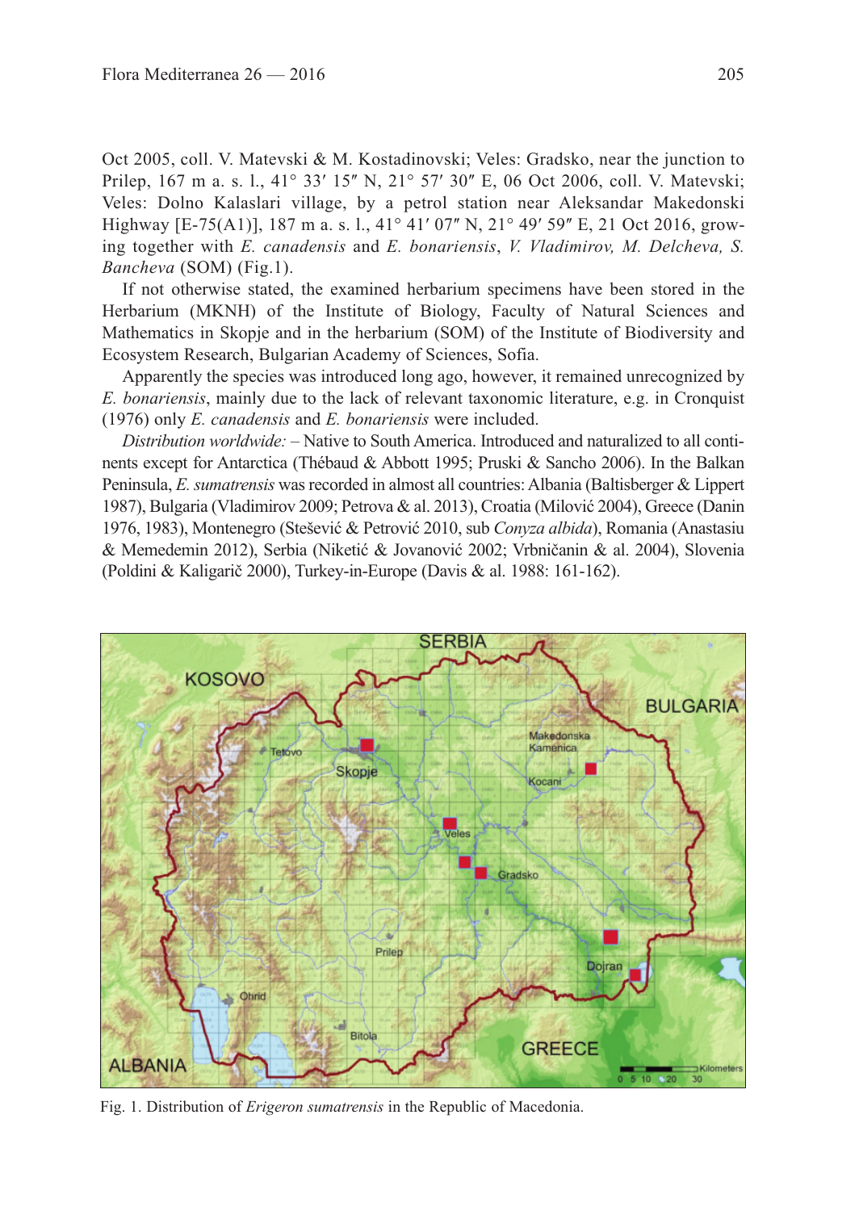Oct 2005, coll. V. Matevski & M. Kostadinovski; Veles: Gradsko, near the junction to Prilep, 167 m a. s. l., 41° 33′ 15″ N, 21° 57′ 30″ E, 06 Oct 2006, coll. V. Matevski; Veles: Dolno Kalaslari village, by a petrol station near Aleksandar Makedonski Highway [E-75(A1)], 187 m a. s. l., 41° 41′ 07″ N, 21° 49′ 59″ E, 21 Oct 2016, growing together with *E. canadensis* and *E. bonariensis*, *V. Vladimirov, M. Delcheva, S. Bancheva* (SOM) (Fig.1).

If not otherwise stated, the examined herbarium specimens have been stored in the Herbarium (MKNH) of the Institute of Biology, Faculty of Natural Sciences and Mathematics in Skopje and in the herbarium (SOM) of the Institute of Biodiversity and Ecosystem Research, Bulgarian Academy of Sciences, Sofia.

Apparently the species was introduced long ago, however, it remained unrecognized by *E. bonariensis*, mainly due to the lack of relevant taxonomic literature, e.g. in Cronquist (1976) only *E. canadensis* and *E. bonariensis* were included.

*Distribution worldwide:* – Native to South America. Introduced and naturalized to all continents except for Antarctica (Thébaud & Abbott 1995; Pruski & Sancho 2006). In the Balkan Peninsula, *E. sumatrensis* was recorded in almost all countries: Albania (Baltisberger & Lippert 1987), Bulgaria (Vladimirov 2009; Petrova & al. 2013), Croatia (Milović 2004), Greece (Danin 1976, 1983), Montenegro (Stešević & Petrović 2010, sub *Conyza albida*), Romania (Anastasiu & Memedemin 2012), Serbia (Niketić & Jovanović 2002; Vrbničanin & al. 2004), Slovenia (Poldini & Kaligarič 2000), Turkey-in-Europe (Davis & al. 1988: 161-162).

Fig. 1. Distribution of *Erigeron sumatrensis* in the Republic of Macedonia.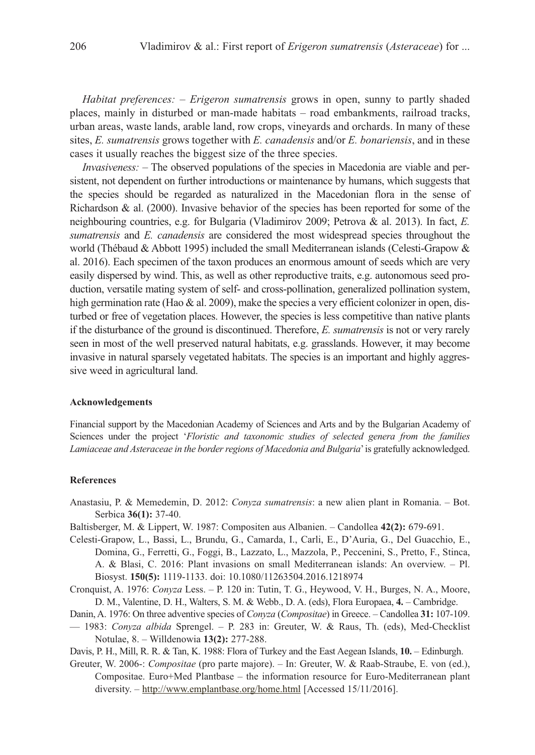*Habitat preferences:* – *Erigeron sumatrensis* grows in open, sunny to partly shaded places, mainly in disturbed or man-made habitats – road embankments, railroad tracks, urban areas, waste lands, arable land, row crops, vineyards and orchards. In many of these sites, *E. sumatrensis* grows together with *E. canadensis* and/or *E. bonariensis*, and in these cases it usually reaches the biggest size of the three species.

*Invasiveness:* – The observed populations of the species in Macedonia are viable and persistent, not dependent on further introductions or maintenance by humans, which suggests that the species should be regarded as naturalized in the Macedonian flora in the sense of Richardson & al. (2000). Invasive behavior of the species has been reported for some of the neighbouring countries, e.g. for Bulgaria (Vladimirov 2009; Petrova & al. 2013). In fact, *E. sumatrensis* and *E. canadensis* are considered the most widespread species throughout the world (Thébaud & Abbott 1995) included the small Mediterranean islands (Celesti-Grapow & al. 2016). Each specimen of the taxon produces an enormous amount of seeds which are very easily dispersed by wind. This, as well as other reproductive traits, e.g. autonomous seed production, versatile mating system of self- and cross-pollination, generalized pollination system, high germination rate (Hao & al. 2009), make the species a very efficient colonizer in open, disturbed or free of vegetation places. However, the species is less competitive than native plants if the disturbance of the ground is discontinued. Therefore, *E. sumatrensis* is not or very rarely seen in most of the well preserved natural habitats, e.g. grasslands. However, it may become invasive in natural sparsely vegetated habitats. The species is an important and highly aggressive weed in agricultural land.

#### Acknowledgements

Financial support by the Macedonian Academy of Sciences and Arts and by the Bulgarian Academy of Sciences under the project '*Floristic and taxonomic studies of selected genera from the families Lamiaceae and Asteraceae in the border regions of Macedonia and Bulgaria*' is gratefully acknowledged.

#### References

Anastasiu, P. & Memedemin, D. 2012: *Conyza sumatrensis*: a new alien plant in Romania. – Bot. Serbica **36(1):** 37-40.

Baltisberger, M. & Lippert, W. 1987: Compositen aus Albanien. – Candollea **42(2):** 679-691.

Celesti-Grapow, L., Bassi, L., Brundu, G., Camarda, I., Carli, E., D'Auria, G., Del Guacchio, E., Domina, G., Ferretti, G., Foggi, B., Lazzato, L., Mazzola, P., Peccenini, S., Pretto, F., Stinca, A. & Blasi, C. 2016: Plant invasions on small Mediterranean islands: An overview. – Pl. Biosyst. **150(5):** 1119-1133. doi: 10.1080/11263504.2016.1218974

Cronquist, A. 1976: *Conyza* Less. – P. 120 in: Tutin, T. G., Heywood, V. H., Burges, N. A., Moore, D. M., Valentine, D. H., Walters, S. M. & Webb., D. A. (eds), Flora Europaea, **4.** – Cambridge.

Danin, A. 1976: On three adventive species of *Conyza* (*Compositae*) in Greece. – Candollea **31:** 107-109.

— 1983: *Conyza albida* Sprengel. – P. 283 in: Greuter, W. & Raus, Th. (eds), Med-Checklist Notulae, 8. – Willdenowia **13(2):** 277-288.

Davis, P. H., Mill, R. R. & Tan, K. 1988: Flora of Turkey and the East Aegean Islands, **10.** – Edinburgh.

Greuter, W. 2006-: *Compositae* (pro parte majore). – In: Greuter, W. & Raab-Straube, E. von (ed.), Compositae. Euro+Med Plantbase – the information resource for Euro-Mediterranean plant diversity. – http://www.emplantbase.org/home.html [Accessed 15/11/2016].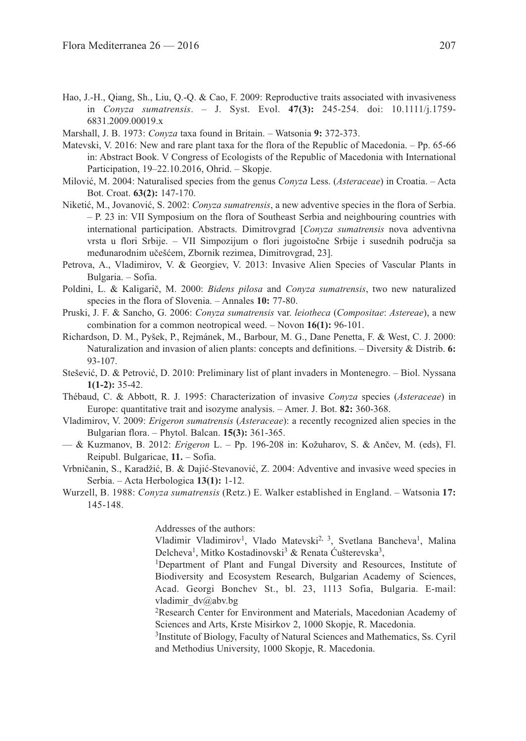Hao, J.-H., Qiang, Sh., Liu, Q.-Q. & Cao, F. 2009: Reproductive traits associated with invasiveness in *Conyza sumatrensis*. – J. Syst. Evol. **47(3):** 245-254. doi: 10.1111/j.1759-6831.2009.00019.x

Marshall, J. B. 1973: *Conyza* taxa found in Britain. – Watsonia **9:** 372-373.

Matevski, V. 2016: New and rare plant taxa for the flora of the Republic of Macedonia. – Pp. 65-66 in: Abstract Book. V Congress of Ecologists of the Republic of Macedonia with International Participation, 19–22.10.2016, Ohrid. – Skopje.

Milović, M. 2004: Naturalised species from the genus *Conyza* Less. (*Asteraceae*) in Croatia. – Acta Bot. Croat. **63(2):** 147-170.

Niketić, M., Jovanović, S. 2002: *Conyza sumatrensis*, a new adventive species in the flora of Serbia. – P. 23 in: VII Symposium on the flora of Southeast Serbia and neighbouring countries with international participation. Abstracts. Dimitrovgrad [*Conyza sumatrensis* nova adventivna vrsta u flori Srbije. – VII Simpozijum o flori jugoistočne Srbije i susednih područja sa međunarodnim učešćem, Zbornik rezimea, Dimitrovgrad, 23].

Petrova, A., Vladimirov, V. & Georgiev, V. 2013: Invasive Alien Species of Vascular Plants in Bulgaria. – Sofia.

Poldini, L. & Kaligarič, M. 2000: *Bidens pilosa* and *Conyza sumatrensis*, two new naturalized species in the flora of Slovenia. – Annales **10:** 77-80.

Pruski, J. F. & Sancho, G. 2006: *Conyza sumatrensis* var. *leiotheca* (*Compositae*: *Astereae*), a new combination for a common neotropical weed. – Novon **16(1):** 96-101.

Richardson, D. M., Pyšek, P., Rejmánek, M., Barbour, M. G., Dane Penetta, F. & West, C. J. 2000: Naturalization and invasion of alien plants: concepts and definitions. – Diversity & Distrib. **6:** 93-107.

Stešević, D. & Petrović, D. 2010: Preliminary list of plant invaders in Montenegro. – Biol. Nyssana **1(1-2):** 35-42.

Thébaud, C. & Abbott, R. J. 1995: Characterization of invasive *Conyza* species (*Asteraceae*) in Europe: quantitative trait and isozyme analysis. – Amer. J. Bot. **82:** 360-368.

Vladimirov, V. 2009: *Erigeron sumatrensis* (*Asteraceae*): a recently recognized alien species in the Bulgarian flora. – Phytol. Balcan. **15(3):** 361-365.

— & Kuzmanov, B. 2012: *Erigeron* L. – Pp. 196-208 in: Kožuharov, S. & Ančev, M. (eds), Fl. Reipubl. Bulgaricae, **11.** – Sofia.

Vrbničanin, S., Karadžić, B. & Dajić-Stevanović, Z. 2004: Adventive and invasive weed species in Serbia. – Acta Herbologica **13(1):** 1-12.

Wurzell, B. 1988: *Conyza sumatrensis* (Retz.) E. Walker established in England. – Watsonia **17:** 145-148.

Addresses of the authors:

Vladimir Vladimirov[1], Vlado Matevski[2, 3], Svetlana Bancheva[1], Malina Delcheva[1], Mitko Kostadinovski[3] & Renata Ćušterevska[3],

[1]Department of Plant and Fungal Diversity and Resources, Institute of Biodiversity and Ecosystem Research, Bulgarian Academy of Sciences, Acad. Georgi Bonchev St., bl. 23, 1113 Sofia, Bulgaria. E-mail: vladimir_dv@abv.bg

[2]Research Center for Environment and Materials, Macedonian Academy of Sciences and Arts, Krste Misirkov 2, 1000 Skopje, R. Macedonia.

[3]Institute of Biology, Faculty of Natural Sciences and Mathematics, Ss. Cyril and Methodius University, 1000 Skopje, R. Macedonia.